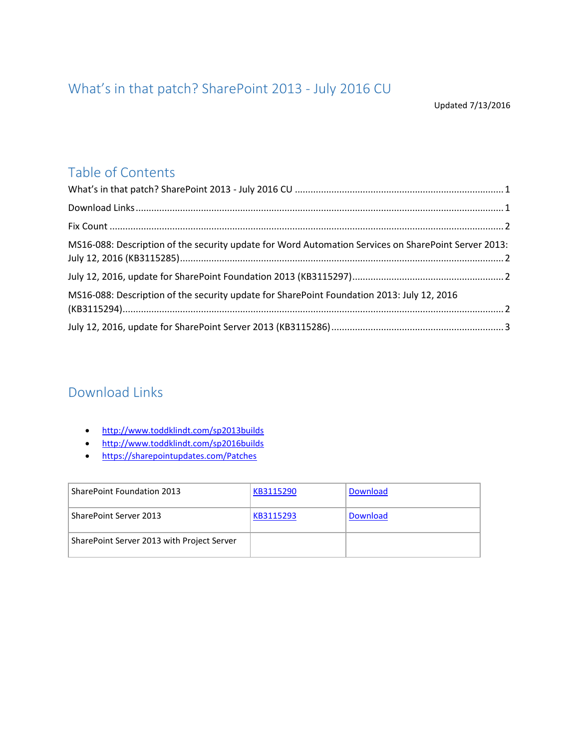# What's in that patch? SharePoint 2013 - July 2016 CU

Updated 7/13/2016

## Table of Contents

What's in that patch? SharePoint 2013 - July 2016 CU ........ 1

Download Links ........ 1

Fix Count ........ 2

MS16-088: Description of the security update for Word Automation Services on SharePoint Server 2013: July 12, 2016 (KB3115285) ........ 2

July 12, 2016, update for SharePoint Foundation 2013 (KB3115297) ........ 2

MS16-088: Description of the security update for SharePoint Foundation 2013: July 12, 2016 (KB3115294) ........ 2

July 12, 2016, update for SharePoint Server 2013 (KB3115286) ........ 3

## Download Links

- http://www.toddklindt.com/sp2013builds
- http://www.toddklindt.com/sp2016builds
- https://sharepointupdates.com/Patches

| | | |
|---|---|---|
| SharePoint Foundation 2013 | KB3115290 | Download |
| SharePoint Server 2013 | KB3115293 | Download |
| SharePoint Server 2013 with Project Server | | |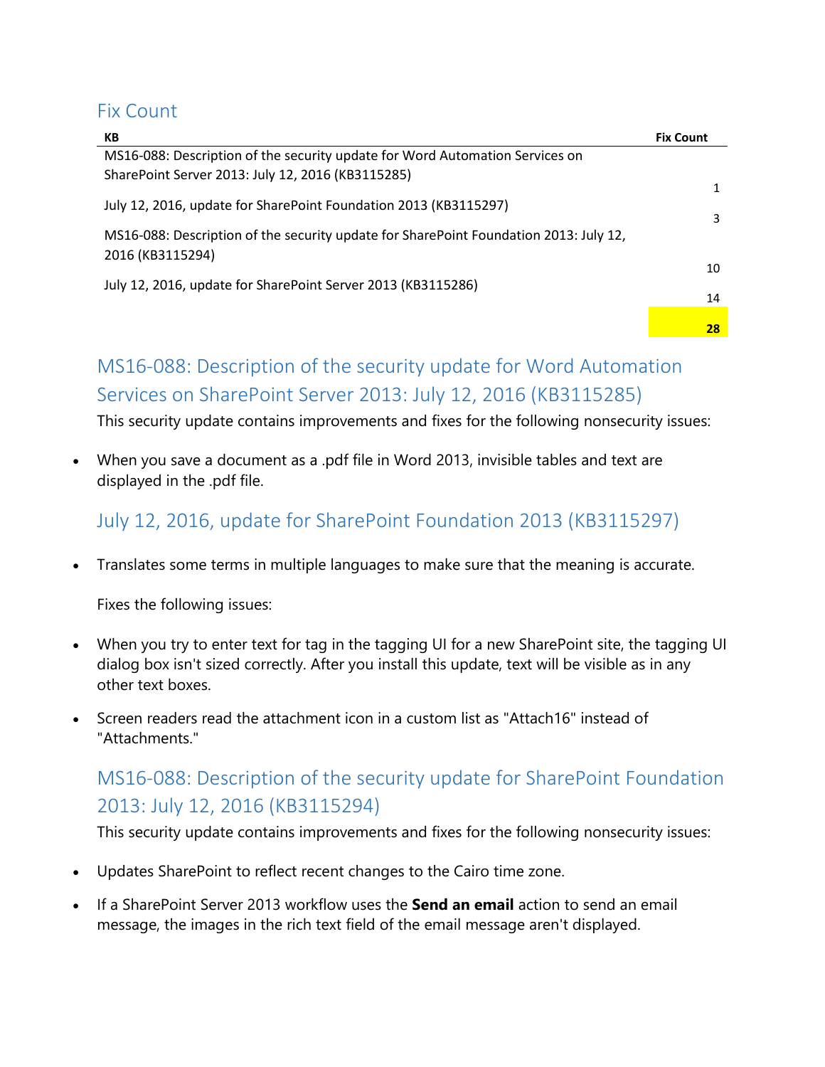## Fix Count

| KB | Fix Count |
| --- | --- |
| MS16-088: Description of the security update for Word Automation Services on SharePoint Server 2013: July 12, 2016 (KB3115285) | 1 |
| July 12, 2016, update for SharePoint Foundation 2013 (KB3115297) | 3 |
| MS16-088: Description of the security update for SharePoint Foundation 2013: July 12, 2016 (KB3115294) | 10 |
| July 12, 2016, update for SharePoint Server 2013 (KB3115286) | 14 |
| | **28** |

## MS16-088: Description of the security update for Word Automation Services on SharePoint Server 2013: July 12, 2016 (KB3115285)

This security update contains improvements and fixes for the following nonsecurity issues:

- When you save a document as a .pdf file in Word 2013, invisible tables and text are displayed in the .pdf file.

## July 12, 2016, update for SharePoint Foundation 2013 (KB3115297)

- Translates some terms in multiple languages to make sure that the meaning is accurate.

  Fixes the following issues:

- When you try to enter text for tag in the tagging UI for a new SharePoint site, the tagging UI dialog box isn't sized correctly. After you install this update, text will be visible as in any other text boxes.
- Screen readers read the attachment icon in a custom list as "Attach16" instead of "Attachments."

## MS16-088: Description of the security update for SharePoint Foundation 2013: July 12, 2016 (KB3115294)

This security update contains improvements and fixes for the following nonsecurity issues:

- Updates SharePoint to reflect recent changes to the Cairo time zone.
- If a SharePoint Server 2013 workflow uses the **Send an email** action to send an email message, the images in the rich text field of the email message aren't displayed.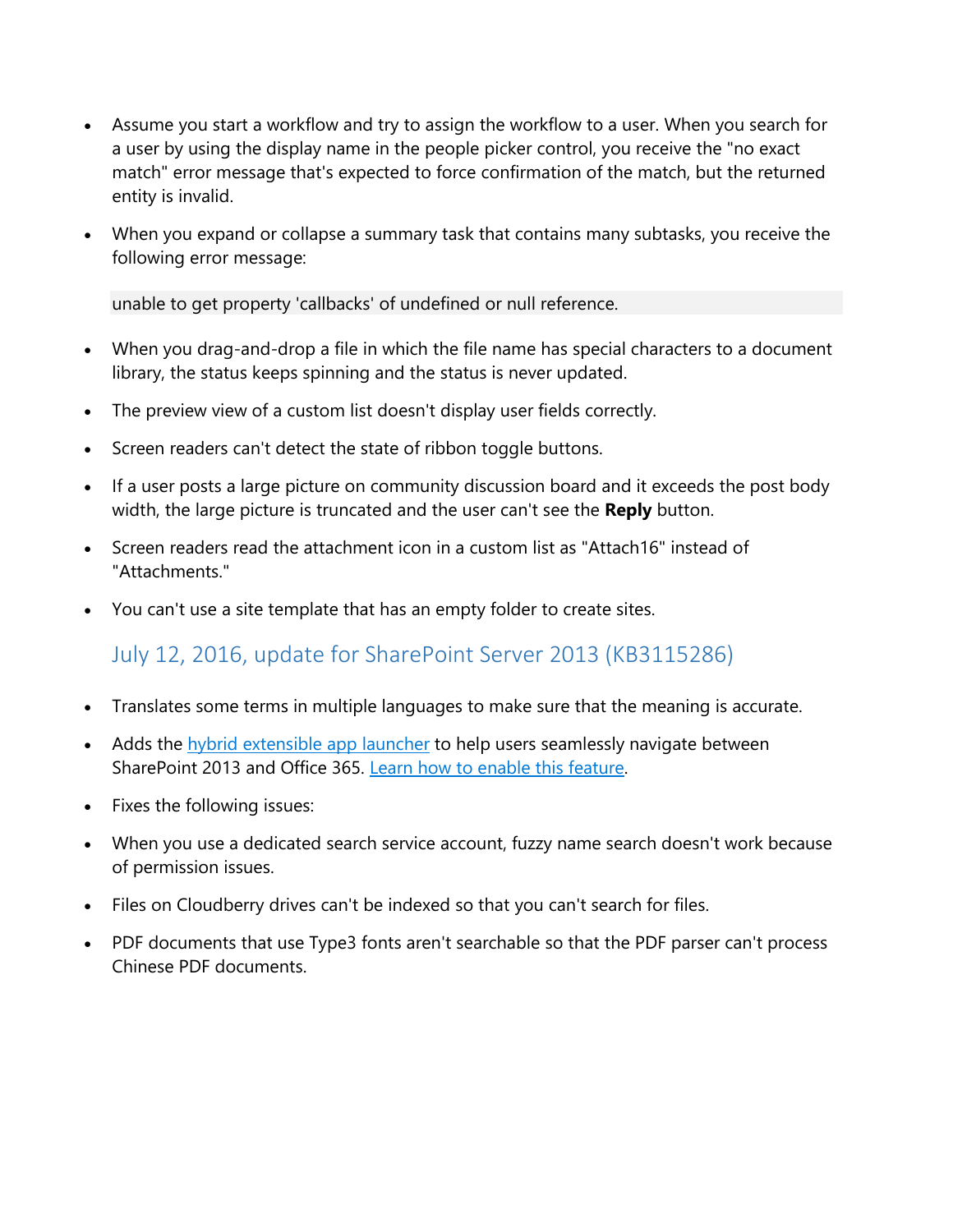- Assume you start a workflow and try to assign the workflow to a user. When you search for a user by using the display name in the people picker control, you receive the "no exact match" error message that's expected to force confirmation of the match, but the returned entity is invalid.
- When you expand or collapse a summary task that contains many subtasks, you receive the following error message:

```
unable to get property 'callbacks' of undefined or null reference.
```

- When you drag-and-drop a file in which the file name has special characters to a document library, the status keeps spinning and the status is never updated.
- The preview view of a custom list doesn't display user fields correctly.
- Screen readers can't detect the state of ribbon toggle buttons.
- If a user posts a large picture on community discussion board and it exceeds the post body width, the large picture is truncated and the user can't see the **Reply** button.
- Screen readers read the attachment icon in a custom list as "Attach16" instead of "Attachments."
- You can't use a site template that has an empty folder to create sites.

## July 12, 2016, update for SharePoint Server 2013 (KB3115286)

- Translates some terms in multiple languages to make sure that the meaning is accurate.
- Adds the hybrid extensible app launcher to help users seamlessly navigate between SharePoint 2013 and Office 365. Learn how to enable this feature.
- Fixes the following issues:
- When you use a dedicated search service account, fuzzy name search doesn't work because of permission issues.
- Files on Cloudberry drives can't be indexed so that you can't search for files.
- PDF documents that use Type3 fonts aren't searchable so that the PDF parser can't process Chinese PDF documents.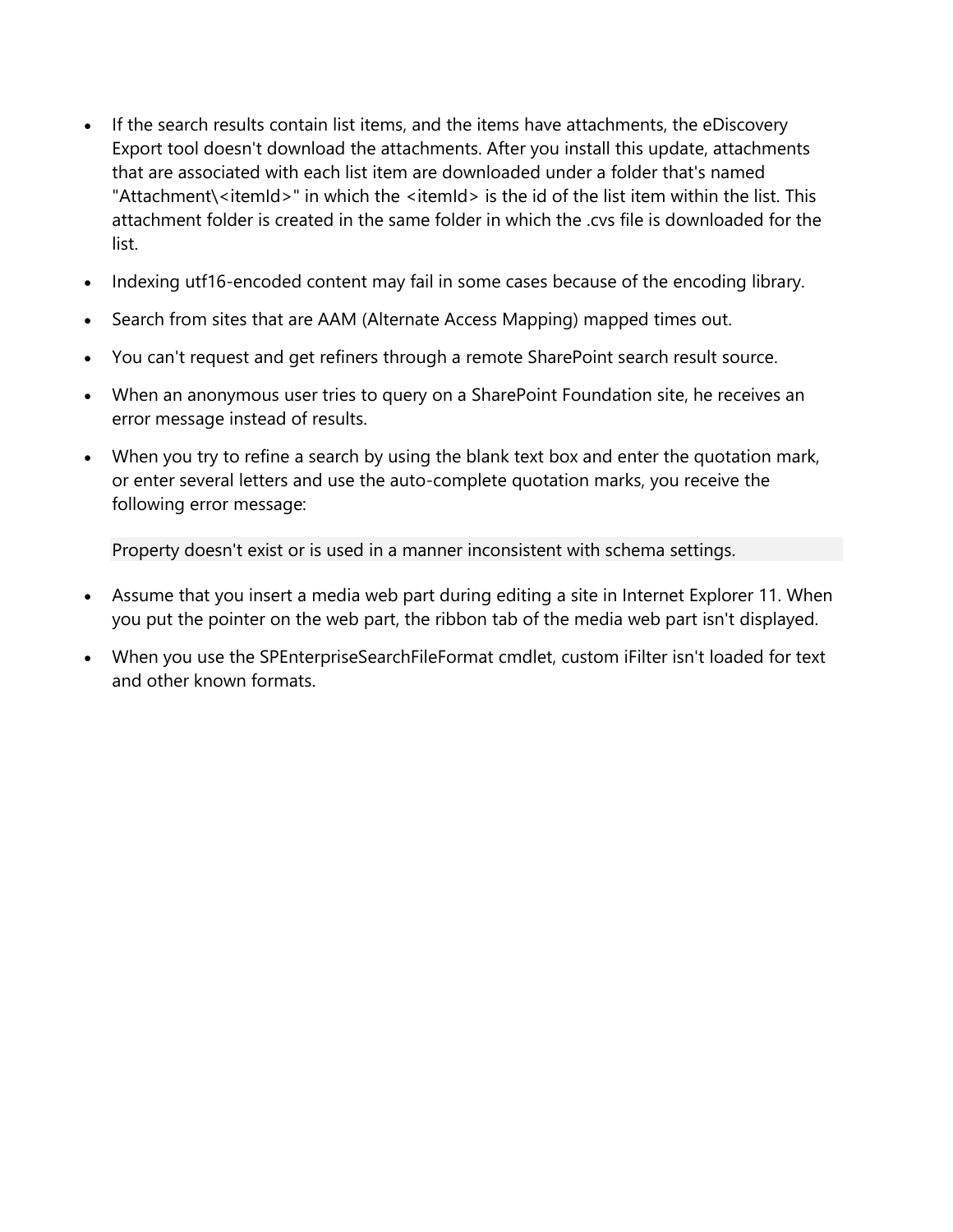- If the search results contain list items, and the items have attachments, the eDiscovery Export tool doesn't download the attachments. After you install this update, attachments that are associated with each list item are downloaded under a folder that's named "Attachment\<itemId>" in which the <itemId> is the id of the list item within the list. This attachment folder is created in the same folder in which the .cvs file is downloaded for the list.
- Indexing utf16-encoded content may fail in some cases because of the encoding library.
- Search from sites that are AAM (Alternate Access Mapping) mapped times out.
- You can't request and get refiners through a remote SharePoint search result source.
- When an anonymous user tries to query on a SharePoint Foundation site, he receives an error message instead of results.
- When you try to refine a search by using the blank text box and enter the quotation mark, or enter several letters and use the auto-complete quotation marks, you receive the following error message:

  ```
  Property doesn't exist or is used in a manner inconsistent with schema settings.
  ```

- Assume that you insert a media web part during editing a site in Internet Explorer 11. When you put the pointer on the web part, the ribbon tab of the media web part isn't displayed.
- When you use the SPEnterpriseSearchFileFormat cmdlet, custom iFilter isn't loaded for text and other known formats.